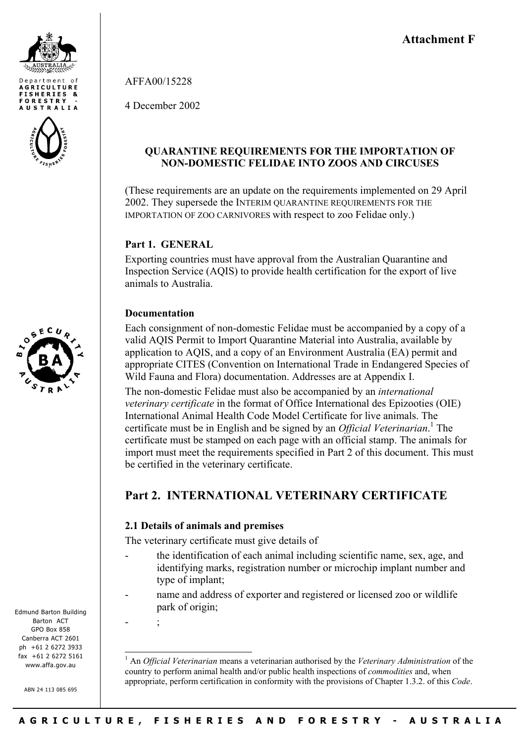**Attachment F**

Department of
**AGRICULTURE FISHERIES & FORESTRY - AUSTRALIA**

AFFA00/15228

4 December 2002

**QUARANTINE REQUIREMENTS FOR THE IMPORTATION OF NON-DOMESTIC FELIDAE INTO ZOOS AND CIRCUSES**

(These requirements are an update on the requirements implemented on 29 April 2002. They supersede the INTERIM QUARANTINE REQUIREMENTS FOR THE IMPORTATION OF ZOO CARNIVORES with respect to zoo Felidae only.)

### Part 1. GENERAL

Exporting countries must have approval from the Australian Quarantine and Inspection Service (AQIS) to provide health certification for the export of live animals to Australia.

#### Documentation

Each consignment of non-domestic Felidae must be accompanied by a copy of a valid AQIS Permit to Import Quarantine Material into Australia, available by application to AQIS, and a copy of an Environment Australia (EA) permit and appropriate CITES (Convention on International Trade in Endangered Species of Wild Fauna and Flora) documentation. Addresses are at Appendix I.

The non-domestic Felidae must also be accompanied by an *international veterinary certificate* in the format of Office International des Epizooties (OIE) International Animal Health Code Model Certificate for live animals. The certificate must be in English and be signed by an *Official Veterinarian*.[1] The certificate must be stamped on each page with an official stamp. The animals for import must meet the requirements specified in Part 2 of this document. This must be certified in the veterinary certificate.

## Part 2. INTERNATIONAL VETERINARY CERTIFICATE

#### 2.1 Details of animals and premises

The veterinary certificate must give details of

- the identification of each animal including scientific name, sex, age, and identifying marks, registration number or microchip implant number and type of implant;
- name and address of exporter and registered or licensed zoo or wildlife park of origin;
- ;

[1] An *Official Veterinarian* means a veterinarian authorised by the *Veterinary Administration* of the country to perform animal health and/or public health inspections of *commodities* and, when appropriate, perform certification in conformity with the provisions of Chapter 1.3.2. of this *Code*.

Edmund Barton Building
Barton ACT
GPO Box 858
Canberra ACT 2601
ph +61 2 6272 3933
fax +61 2 6272 5161
www.affa.gov.au

ABN 24 113 085 695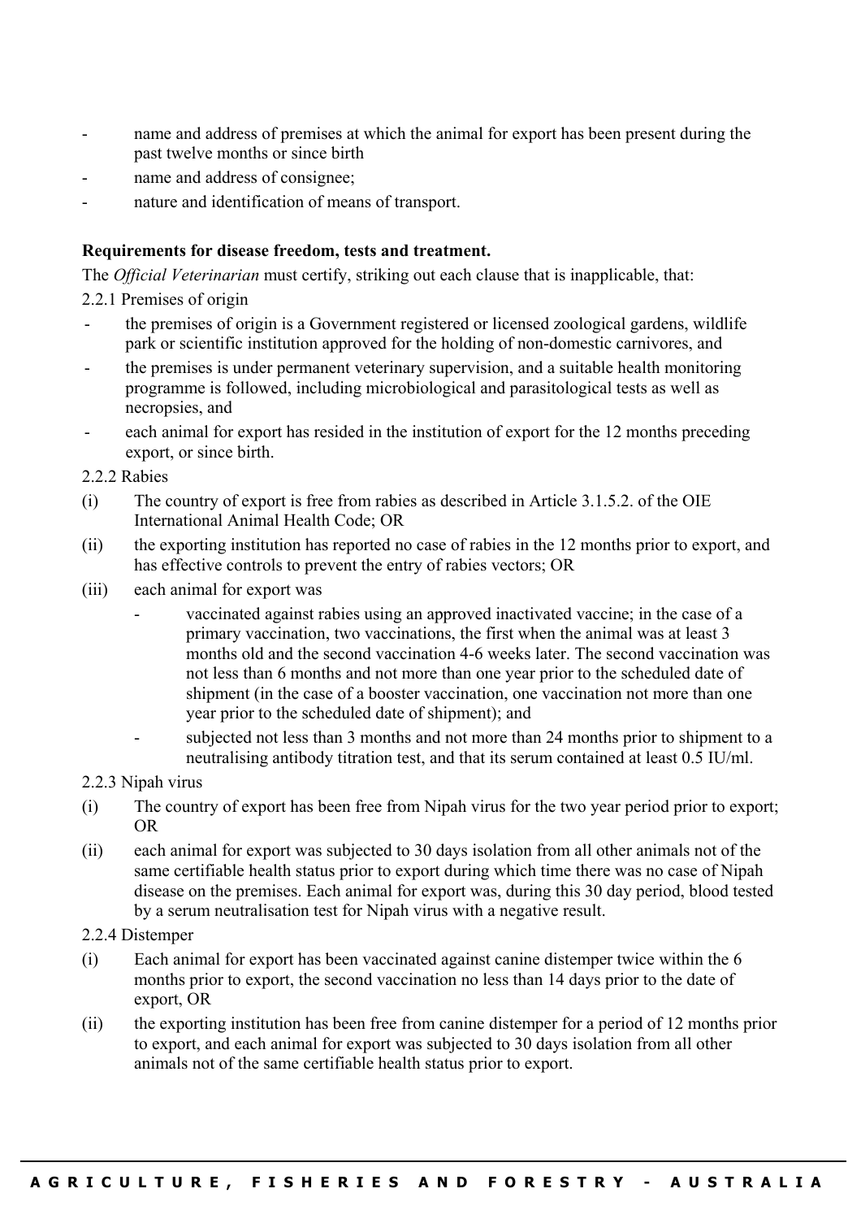- name and address of premises at which the animal for export has been present during the past twelve months or since birth
- name and address of consignee;
- nature and identification of means of transport.

**Requirements for disease freedom, tests and treatment.**

The *Official Veterinarian* must certify, striking out each clause that is inapplicable, that:

2.2.1 Premises of origin

- the premises of origin is a Government registered or licensed zoological gardens, wildlife park or scientific institution approved for the holding of non-domestic carnivores, and
- the premises is under permanent veterinary supervision, and a suitable health monitoring programme is followed, including microbiological and parasitological tests as well as necropsies, and
- each animal for export has resided in the institution of export for the 12 months preceding export, or since birth.

2.2.2 Rabies

(i) The country of export is free from rabies as described in Article 3.1.5.2. of the OIE International Animal Health Code; OR

(ii) the exporting institution has reported no case of rabies in the 12 months prior to export, and has effective controls to prevent the entry of rabies vectors; OR

(iii) each animal for export was

- vaccinated against rabies using an approved inactivated vaccine; in the case of a primary vaccination, two vaccinations, the first when the animal was at least 3 months old and the second vaccination 4-6 weeks later. The second vaccination was not less than 6 months and not more than one year prior to the scheduled date of shipment (in the case of a booster vaccination, one vaccination not more than one year prior to the scheduled date of shipment); and
- subjected not less than 3 months and not more than 24 months prior to shipment to a neutralising antibody titration test, and that its serum contained at least 0.5 IU/ml.

2.2.3 Nipah virus

(i) The country of export has been free from Nipah virus for the two year period prior to export; OR

(ii) each animal for export was subjected to 30 days isolation from all other animals not of the same certifiable health status prior to export during which time there was no case of Nipah disease on the premises. Each animal for export was, during this 30 day period, blood tested by a serum neutralisation test for Nipah virus with a negative result.

2.2.4 Distemper

(i) Each animal for export has been vaccinated against canine distemper twice within the 6 months prior to export, the second vaccination no less than 14 days prior to the date of export, OR

(ii) the exporting institution has been free from canine distemper for a period of 12 months prior to export, and each animal for export was subjected to 30 days isolation from all other animals not of the same certifiable health status prior to export.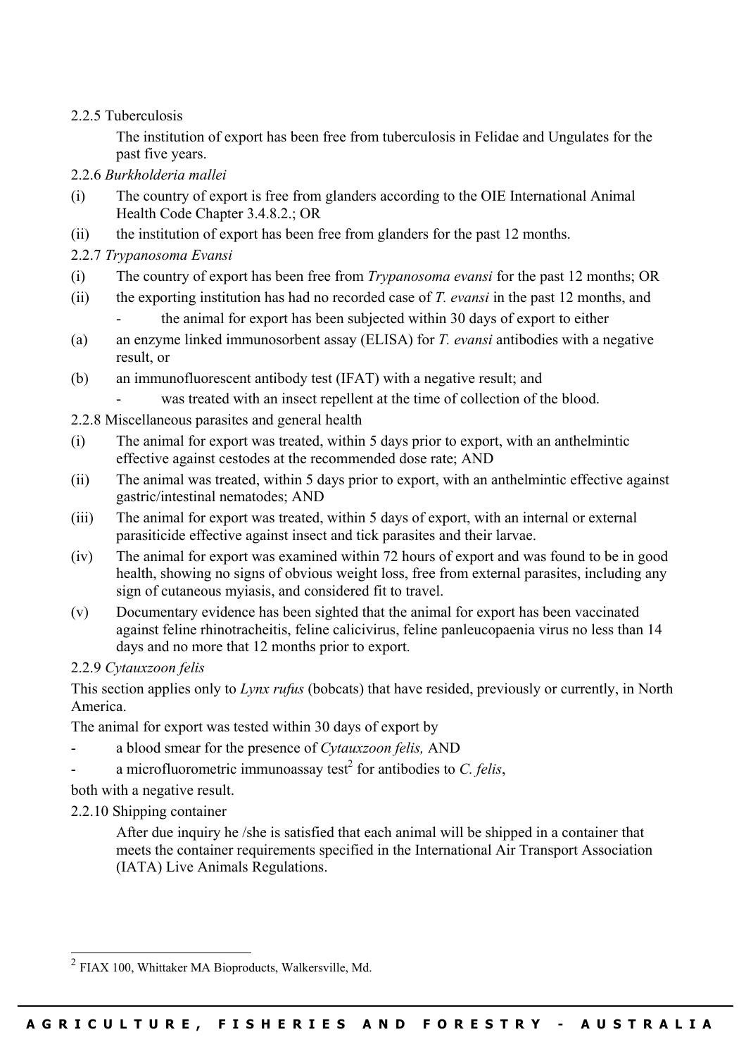2.2.5 Tuberculosis

The institution of export has been free from tuberculosis in Felidae and Ungulates for the past five years.

2.2.6 *Burkholderia mallei*

(i) The country of export is free from glanders according to the OIE International Animal Health Code Chapter 3.4.8.2.; OR

(ii) the institution of export has been free from glanders for the past 12 months.

2.2.7 *Trypanosoma Evansi*

(i) The country of export has been free from *Trypanosoma evansi* for the past 12 months; OR

(ii) the exporting institution has had no recorded case of *T. evansi* in the past 12 months, and

- the animal for export has been subjected within 30 days of export to either

(a) an enzyme linked immunosorbent assay (ELISA) for *T. evansi* antibodies with a negative result, or

(b) an immunofluorescent antibody test (IFAT) with a negative result; and

- was treated with an insect repellent at the time of collection of the blood.

2.2.8 Miscellaneous parasites and general health

(i) The animal for export was treated, within 5 days prior to export, with an anthelmintic effective against cestodes at the recommended dose rate; AND

(ii) The animal was treated, within 5 days prior to export, with an anthelmintic effective against gastric/intestinal nematodes; AND

(iii) The animal for export was treated, within 5 days of export, with an internal or external parasiticide effective against insect and tick parasites and their larvae.

(iv) The animal for export was examined within 72 hours of export and was found to be in good health, showing no signs of obvious weight loss, free from external parasites, including any sign of cutaneous myiasis, and considered fit to travel.

(v) Documentary evidence has been sighted that the animal for export has been vaccinated against feline rhinotracheitis, feline calicivirus, feline panleucopaenia virus no less than 14 days and no more that 12 months prior to export.

2.2.9 *Cytauxzoon felis*

This section applies only to *Lynx rufus* (bobcats) that have resided, previously or currently, in North America.

The animal for export was tested within 30 days of export by

- a blood smear for the presence of *Cytauxzoon felis,* AND
- a microfluorometric immunoassay test[2] for antibodies to *C. felis*,

both with a negative result.

2.2.10 Shipping container

After due inquiry he /she is satisfied that each animal will be shipped in a container that meets the container requirements specified in the International Air Transport Association (IATA) Live Animals Regulations.

---

[2] FIAX 100, Whittaker MA Bioproducts, Walkersville, Md.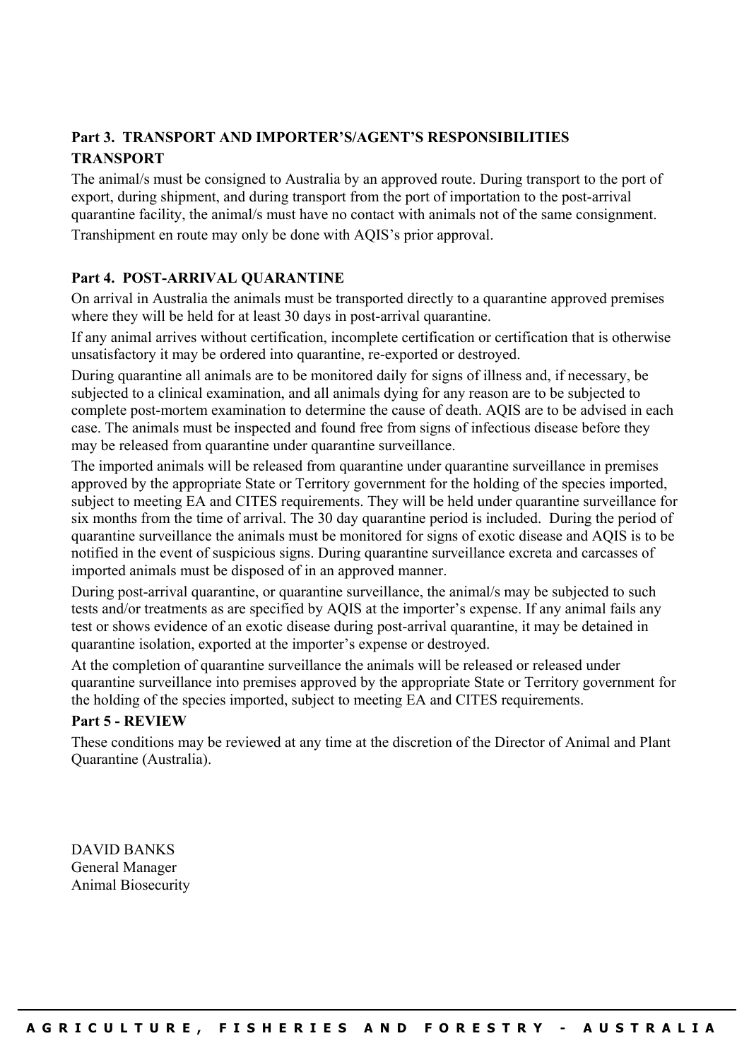**Part 3. TRANSPORT AND IMPORTER'S/AGENT'S RESPONSIBILITIES**

**TRANSPORT**

The animal/s must be consigned to Australia by an approved route. During transport to the port of export, during shipment, and during transport from the port of importation to the post-arrival quarantine facility, the animal/s must have no contact with animals not of the same consignment.

Transhipment en route may only be done with AQIS's prior approval.

**Part 4. POST-ARRIVAL QUARANTINE**

On arrival in Australia the animals must be transported directly to a quarantine approved premises where they will be held for at least 30 days in post-arrival quarantine.

If any animal arrives without certification, incomplete certification or certification that is otherwise unsatisfactory it may be ordered into quarantine, re-exported or destroyed.

During quarantine all animals are to be monitored daily for signs of illness and, if necessary, be subjected to a clinical examination, and all animals dying for any reason are to be subjected to complete post-mortem examination to determine the cause of death. AQIS are to be advised in each case. The animals must be inspected and found free from signs of infectious disease before they may be released from quarantine under quarantine surveillance.

The imported animals will be released from quarantine under quarantine surveillance in premises approved by the appropriate State or Territory government for the holding of the species imported, subject to meeting EA and CITES requirements. They will be held under quarantine surveillance for six months from the time of arrival. The 30 day quarantine period is included. During the period of quarantine surveillance the animals must be monitored for signs of exotic disease and AQIS is to be notified in the event of suspicious signs. During quarantine surveillance excreta and carcasses of imported animals must be disposed of in an approved manner.

During post-arrival quarantine, or quarantine surveillance, the animal/s may be subjected to such tests and/or treatments as are specified by AQIS at the importer's expense. If any animal fails any test or shows evidence of an exotic disease during post-arrival quarantine, it may be detained in quarantine isolation, exported at the importer's expense or destroyed.

At the completion of quarantine surveillance the animals will be released or released under quarantine surveillance into premises approved by the appropriate State or Territory government for the holding of the species imported, subject to meeting EA and CITES requirements.

**Part 5 - REVIEW**

These conditions may be reviewed at any time at the discretion of the Director of Animal and Plant Quarantine (Australia).

DAVID BANKS
General Manager
Animal Biosecurity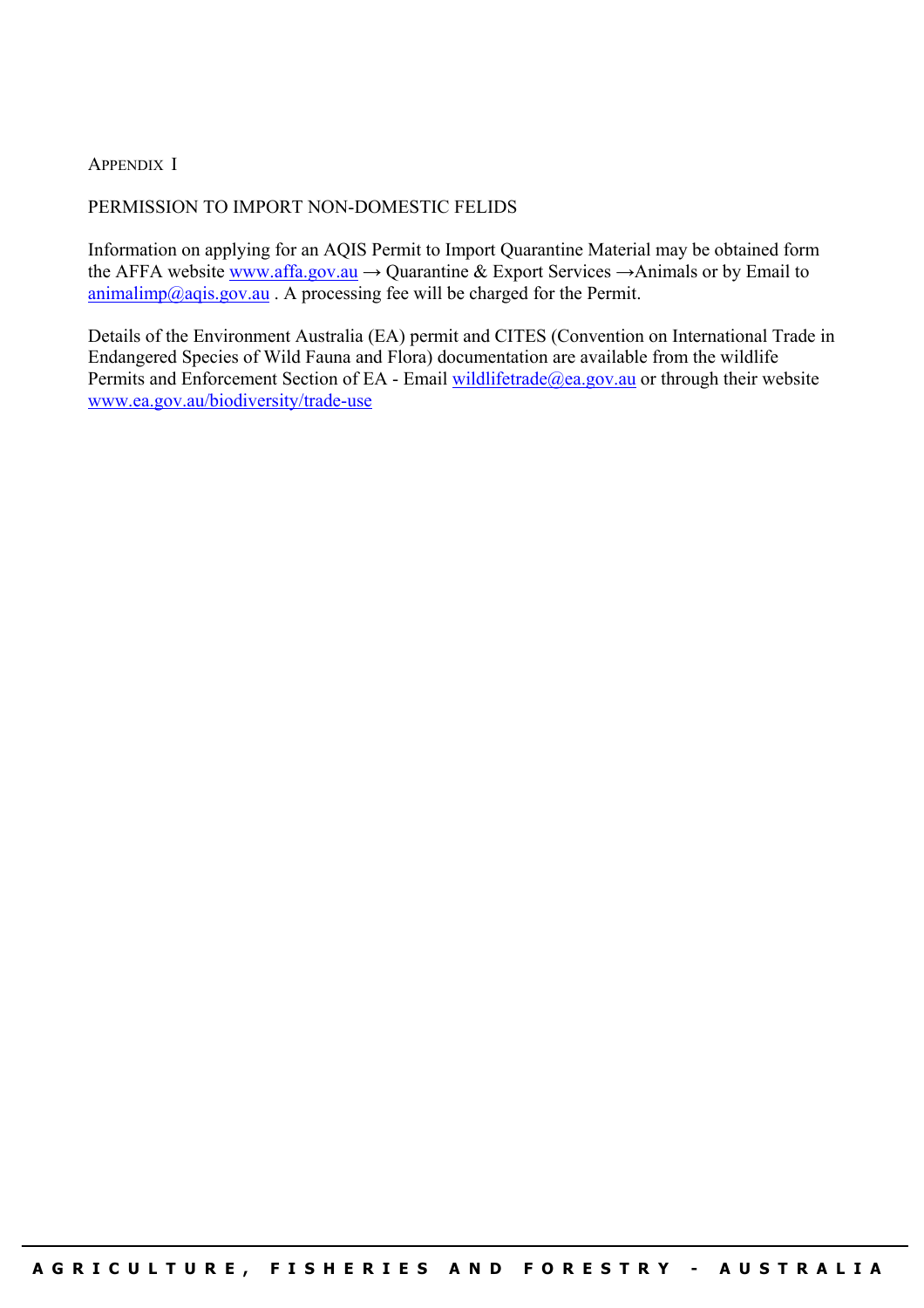# APPENDIX I

## PERMISSION TO IMPORT NON-DOMESTIC FELIDS

Information on applying for an AQIS Permit to Import Quarantine Material may be obtained form the AFFA website www.affa.gov.au → Quarantine & Export Services →Animals or by Email to animalimp@aqis.gov.au . A processing fee will be charged for the Permit.

Details of the Environment Australia (EA) permit and CITES (Convention on International Trade in Endangered Species of Wild Fauna and Flora) documentation are available from the wildlife Permits and Enforcement Section of EA - Email wildlifetrade@ea.gov.au or through their website www.ea.gov.au/biodiversity/trade-use